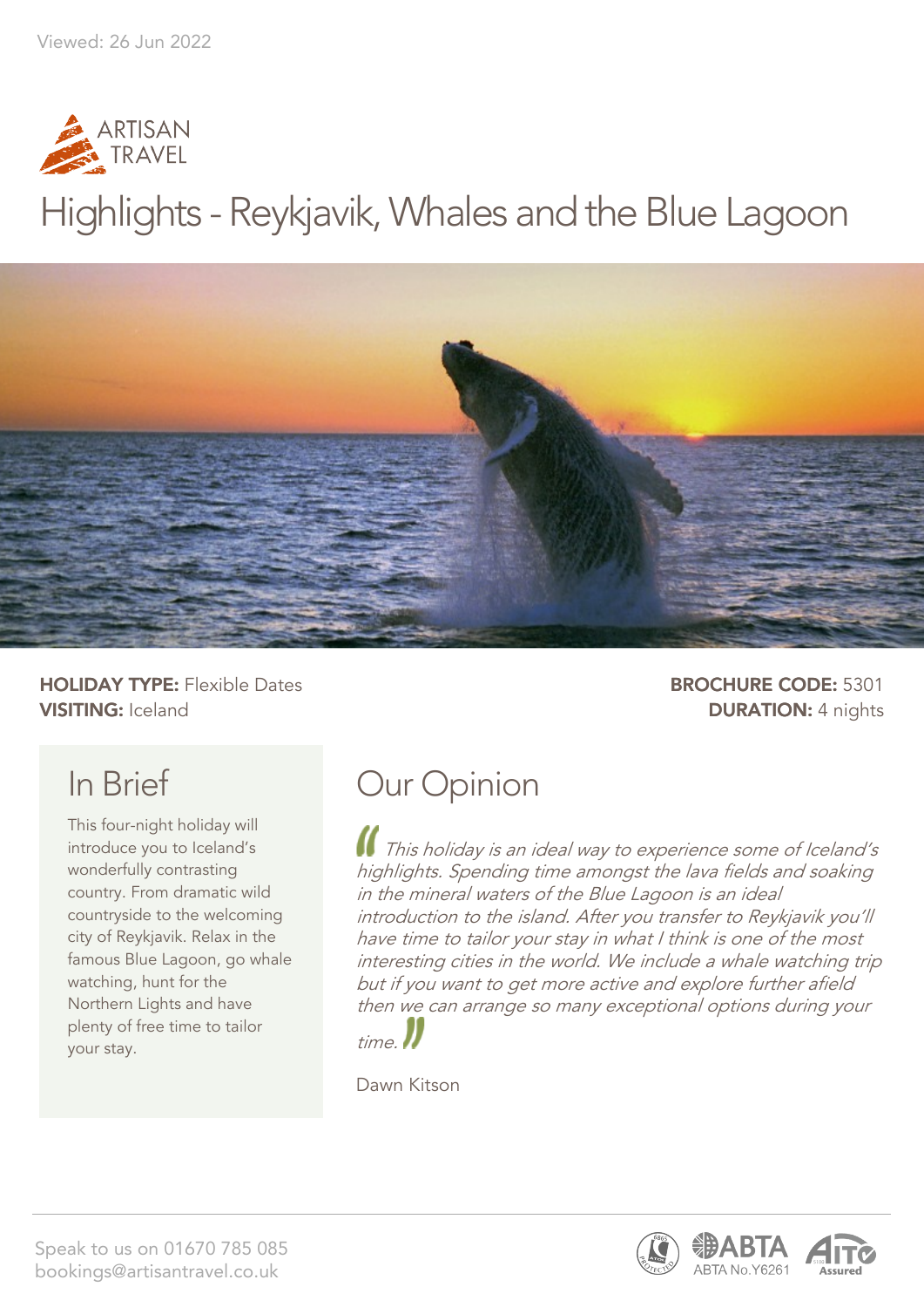Viewed: 26 Jun 2022

ARTISAN TRAVEL

# Highlights - Reykjavik, Whales and the Blue Lagoon

**HOLIDAY TYPE:** Flexible Dates
**VISITING:** Iceland

**BROCHURE CODE:** 5301
**DURATION:** 4 nights

## In Brief

This four-night holiday will introduce you to Iceland's wonderfully contrasting country. From dramatic wild countryside to the welcoming city of Reykjavik. Relax in the famous Blue Lagoon, go whale watching, hunt for the Northern Lights and have plenty of free time to tailor your stay.

## Our Opinion

*This holiday is an ideal way to experience some of Iceland's highlights. Spending time amongst the lava fields and soaking in the mineral waters of the Blue Lagoon is an ideal introduction to the island. After you transfer to Reykjavik you'll have time to tailor your stay in what I think is one of the most interesting cities in the world. We include a whale watching trip but if you want to get more active and explore further afield then we can arrange so many exceptional options during your time.*

Dawn Kitson

Speak to us on 01670 785 085
bookings@artisantravel.co.uk

ABTA No.Y6261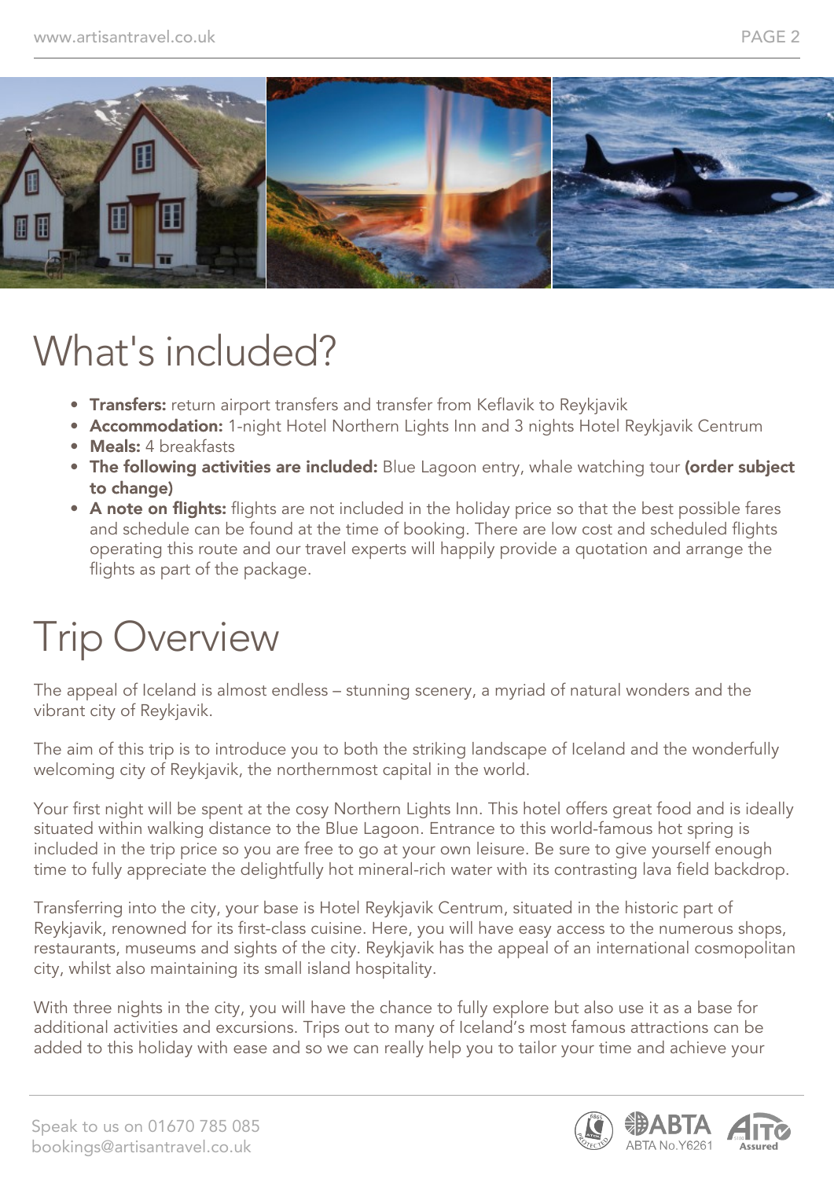# What's included?

- **Transfers:** return airport transfers and transfer from Keflavik to Reykjavik
- **Accommodation:** 1-night Hotel Northern Lights Inn and 3 nights Hotel Reykjavik Centrum
- **Meals:** 4 breakfasts
- **The following activities are included:** Blue Lagoon entry, whale watching tour **(order subject to change)**
- **A note on flights:** flights are not included in the holiday price so that the best possible fares and schedule can be found at the time of booking. There are low cost and scheduled flights operating this route and our travel experts will happily provide a quotation and arrange the flights as part of the package.

# Trip Overview

The appeal of Iceland is almost endless – stunning scenery, a myriad of natural wonders and the vibrant city of Reykjavik.

The aim of this trip is to introduce you to both the striking landscape of Iceland and the wonderfully welcoming city of Reykjavik, the northernmost capital in the world.

Your first night will be spent at the cosy Northern Lights Inn. This hotel offers great food and is ideally situated within walking distance to the Blue Lagoon. Entrance to this world-famous hot spring is included in the trip price so you are free to go at your own leisure. Be sure to give yourself enough time to fully appreciate the delightfully hot mineral-rich water with its contrasting lava field backdrop.

Transferring into the city, your base is Hotel Reykjavik Centrum, situated in the historic part of Reykjavik, renowned for its first-class cuisine. Here, you will have easy access to the numerous shops, restaurants, museums and sights of the city. Reykjavik has the appeal of an international cosmopolitan city, whilst also maintaining its small island hospitality.

With three nights in the city, you will have the chance to fully explore but also use it as a base for additional activities and excursions. Trips out to many of Iceland's most famous attractions can be added to this holiday with ease and so we can really help you to tailor your time and achieve your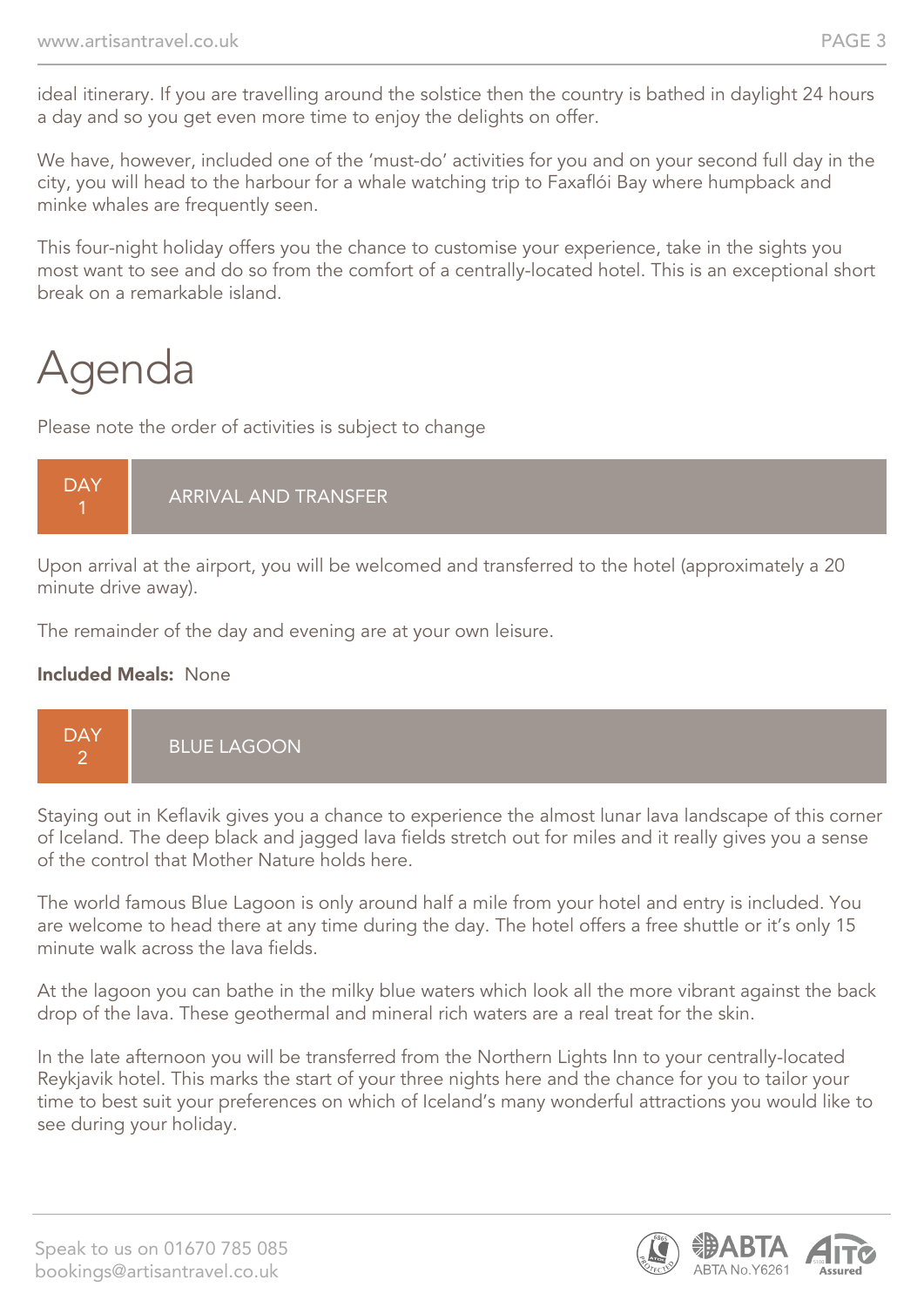ideal itinerary. If you are travelling around the solstice then the country is bathed in daylight 24 hours a day and so you get even more time to enjoy the delights on offer.

We have, however, included one of the 'must-do' activities for you and on your second full day in the city, you will head to the harbour for a whale watching trip to Faxaflói Bay where humpback and minke whales are frequently seen.

This four-night holiday offers you the chance to customise your experience, take in the sights you most want to see and do so from the comfort of a centrally-located hotel. This is an exceptional short break on a remarkable island.

# Agenda

Please note the order of activities is subject to change

## DAY 1 — ARRIVAL AND TRANSFER

Upon arrival at the airport, you will be welcomed and transferred to the hotel (approximately a 20 minute drive away).

The remainder of the day and evening are at your own leisure.

**Included Meals:** None

## DAY 2 — BLUE LAGOON

Staying out in Keflavik gives you a chance to experience the almost lunar lava landscape of this corner of Iceland. The deep black and jagged lava fields stretch out for miles and it really gives you a sense of the control that Mother Nature holds here.

The world famous Blue Lagoon is only around half a mile from your hotel and entry is included. You are welcome to head there at any time during the day. The hotel offers a free shuttle or it's only 15 minute walk across the lava fields.

At the lagoon you can bathe in the milky blue waters which look all the more vibrant against the back drop of the lava. These geothermal and mineral rich waters are a real treat for the skin.

In the late afternoon you will be transferred from the Northern Lights Inn to your centrally-located Reykjavik hotel. This marks the start of your three nights here and the chance for you to tailor your time to best suit your preferences on which of Iceland's many wonderful attractions you would like to see during your holiday.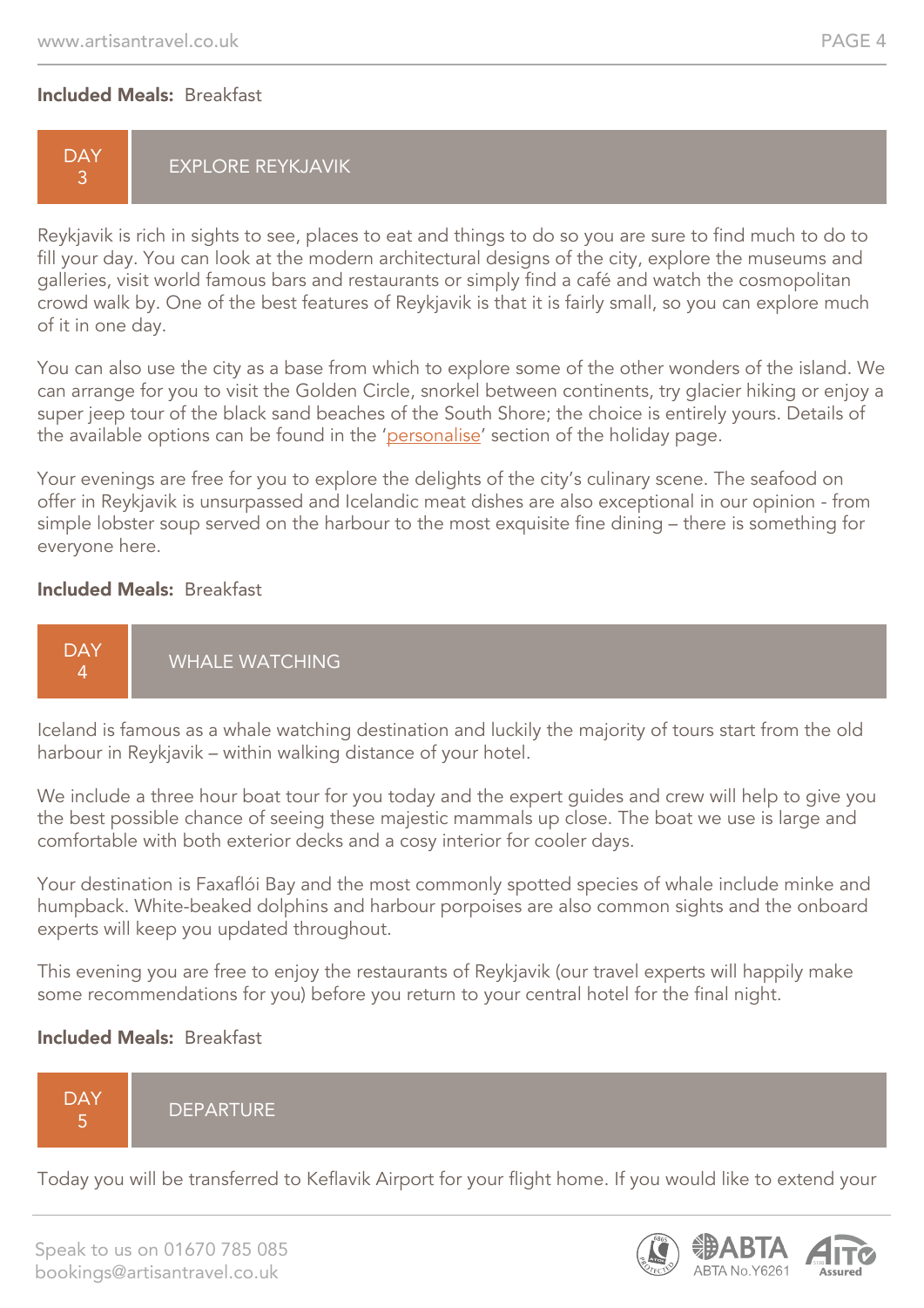**Included Meals:** Breakfast

## DAY 3 — EXPLORE REYKJAVIK

Reykjavik is rich in sights to see, places to eat and things to do so you are sure to find much to do to fill your day. You can look at the modern architectural designs of the city, explore the museums and galleries, visit world famous bars and restaurants or simply find a café and watch the cosmopolitan crowd walk by. One of the best features of Reykjavik is that it is fairly small, so you can explore much of it in one day.

You can also use the city as a base from which to explore some of the other wonders of the island. We can arrange for you to visit the Golden Circle, snorkel between continents, try glacier hiking or enjoy a super jeep tour of the black sand beaches of the South Shore; the choice is entirely yours. Details of the available options can be found in the 'personalise' section of the holiday page.

Your evenings are free for you to explore the delights of the city's culinary scene. The seafood on offer in Reykjavik is unsurpassed and Icelandic meat dishes are also exceptional in our opinion - from simple lobster soup served on the harbour to the most exquisite fine dining – there is something for everyone here.

**Included Meals:** Breakfast

## DAY 4 — WHALE WATCHING

Iceland is famous as a whale watching destination and luckily the majority of tours start from the old harbour in Reykjavik – within walking distance of your hotel.

We include a three hour boat tour for you today and the expert guides and crew will help to give you the best possible chance of seeing these majestic mammals up close. The boat we use is large and comfortable with both exterior decks and a cosy interior for cooler days.

Your destination is Faxaflói Bay and the most commonly spotted species of whale include minke and humpback. White-beaked dolphins and harbour porpoises are also common sights and the onboard experts will keep you updated throughout.

This evening you are free to enjoy the restaurants of Reykjavik (our travel experts will happily make some recommendations for you) before you return to your central hotel for the final night.

**Included Meals:** Breakfast

## DAY 5 — DEPARTURE

Today you will be transferred to Keflavik Airport for your flight home. If you would like to extend your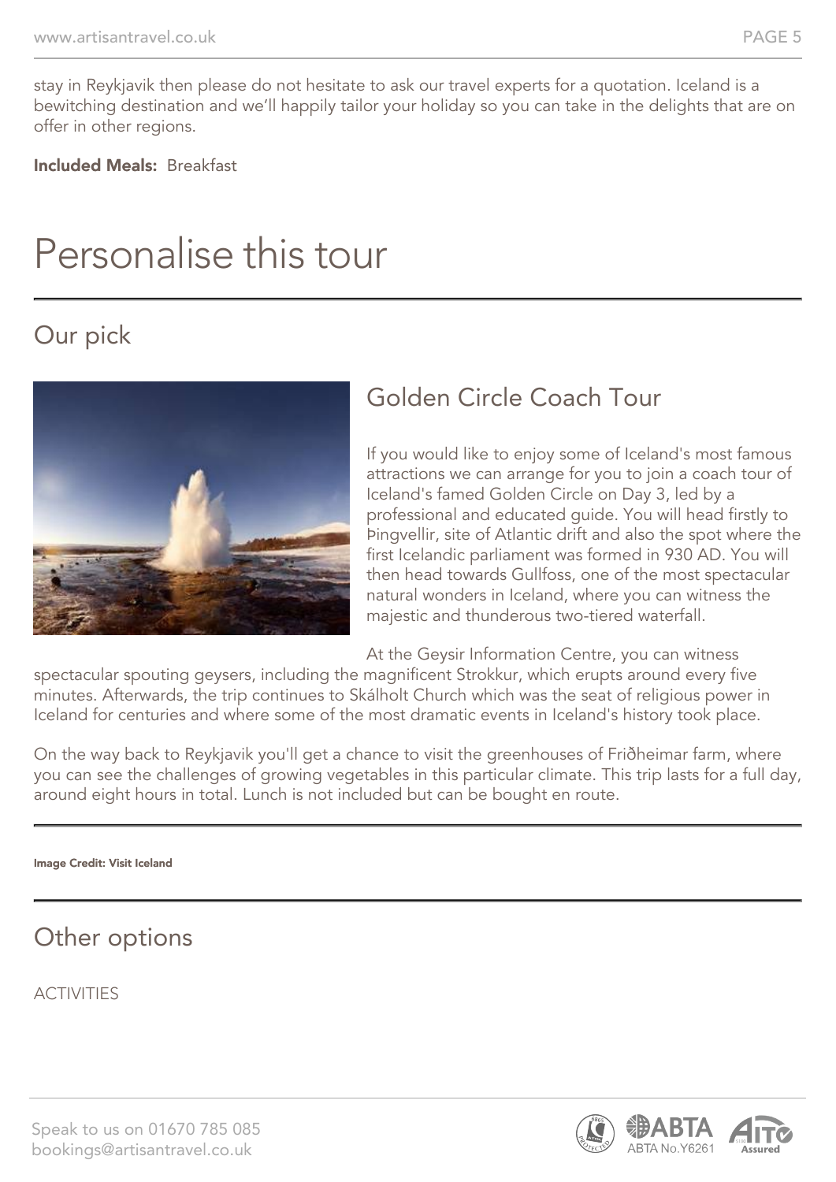stay in Reykjavik then please do not hesitate to ask our travel experts for a quotation. Iceland is a bewitching destination and we'll happily tailor your holiday so you can take in the delights that are on offer in other regions.

**Included Meals:** Breakfast

# Personalise this tour

## Our pick

### Golden Circle Coach Tour

If you would like to enjoy some of Iceland's most famous attractions we can arrange for you to join a coach tour of Iceland's famed Golden Circle on Day 3, led by a professional and educated guide. You will head firstly to Þingvellir, site of Atlantic drift and also the spot where the first Icelandic parliament was formed in 930 AD. You will then head towards Gullfoss, one of the most spectacular natural wonders in Iceland, where you can witness the majestic and thunderous two-tiered waterfall.

At the Geysir Information Centre, you can witness spectacular spouting geysers, including the magnificent Strokkur, which erupts around every five minutes. Afterwards, the trip continues to Skálholt Church which was the seat of religious power in Iceland for centuries and where some of the most dramatic events in Iceland's history took place.

On the way back to Reykjavik you'll get a chance to visit the greenhouses of Friðheimar farm, where you can see the challenges of growing vegetables in this particular climate. This trip lasts for a full day, around eight hours in total. Lunch is not included but can be bought en route.

**Image Credit: Visit Iceland**

## Other options

ACTIVITIES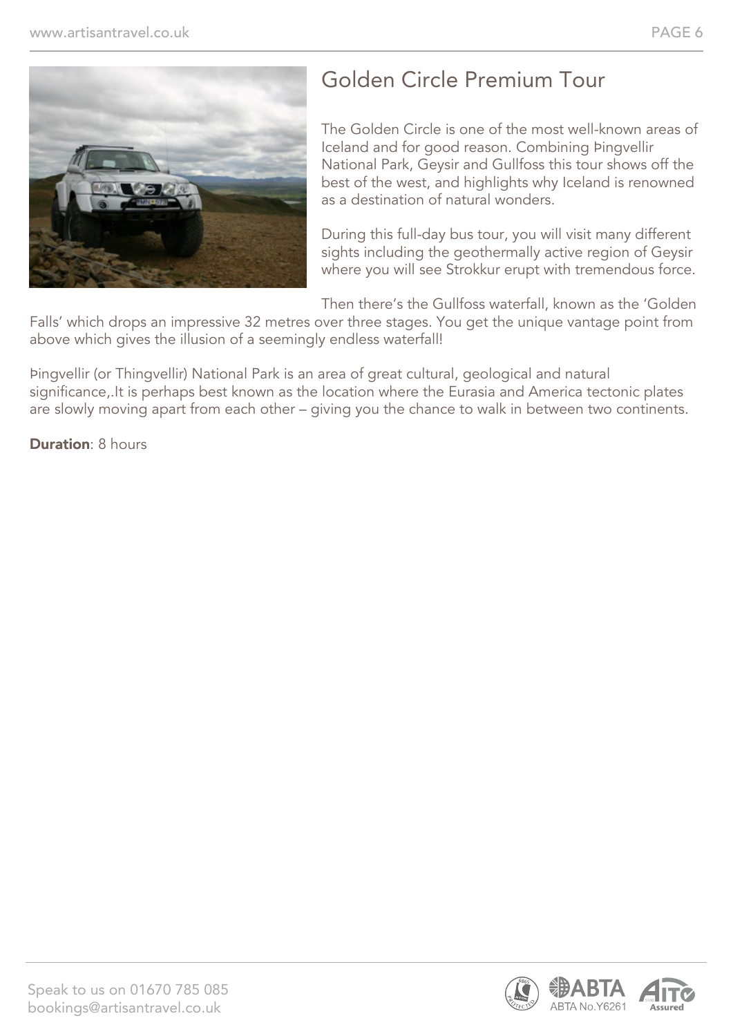# Golden Circle Premium Tour

The Golden Circle is one of the most well-known areas of Iceland and for good reason. Combining Þingvellir National Park, Geysir and Gullfoss this tour shows off the best of the west, and highlights why Iceland is renowned as a destination of natural wonders.

During this full-day bus tour, you will visit many different sights including the geothermally active region of Geysir where you will see Strokkur erupt with tremendous force.

Then there's the Gullfoss waterfall, known as the 'Golden Falls' which drops an impressive 32 metres over three stages. You get the unique vantage point from above which gives the illusion of a seemingly endless waterfall!

Þingvellir (or Thingvellir) National Park is an area of great cultural, geological and natural significance,.It is perhaps best known as the location where the Eurasia and America tectonic plates are slowly moving apart from each other – giving you the chance to walk in between two continents.

**Duration**: 8 hours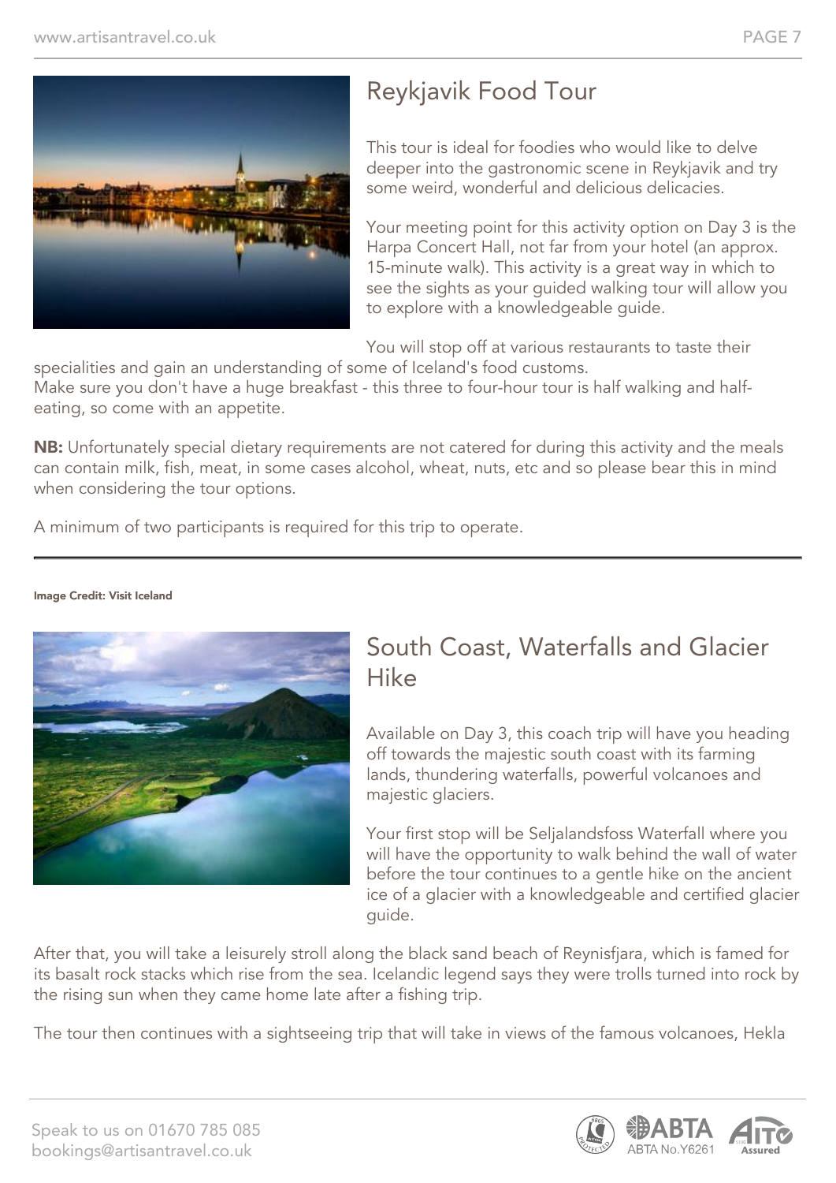## Reykjavik Food Tour

This tour is ideal for foodies who would like to delve deeper into the gastronomic scene in Reykjavik and try some weird, wonderful and delicious delicacies.

Your meeting point for this activity option on Day 3 is the Harpa Concert Hall, not far from your hotel (an approx. 15-minute walk). This activity is a great way in which to see the sights as your guided walking tour will allow you to explore with a knowledgeable guide.

You will stop off at various restaurants to taste their specialities and gain an understanding of some of Iceland's food customs.
Make sure you don't have a huge breakfast - this three to four-hour tour is half walking and half-eating, so come with an appetite.

**NB:** Unfortunately special dietary requirements are not catered for during this activity and the meals can contain milk, fish, meat, in some cases alcohol, wheat, nuts, etc and so please bear this in mind when considering the tour options.

A minimum of two participants is required for this trip to operate.

---

**Image Credit: Visit Iceland**

## South Coast, Waterfalls and Glacier Hike

Available on Day 3, this coach trip will have you heading off towards the majestic south coast with its farming lands, thundering waterfalls, powerful volcanoes and majestic glaciers.

Your first stop will be Seljalandsfoss Waterfall where you will have the opportunity to walk behind the wall of water before the tour continues to a gentle hike on the ancient ice of a glacier with a knowledgeable and certified glacier guide.

After that, you will take a leisurely stroll along the black sand beach of Reynisfjara, which is famed for its basalt rock stacks which rise from the sea. Icelandic legend says they were trolls turned into rock by the rising sun when they came home late after a fishing trip.

The tour then continues with a sightseeing trip that will take in views of the famous volcanoes, Hekla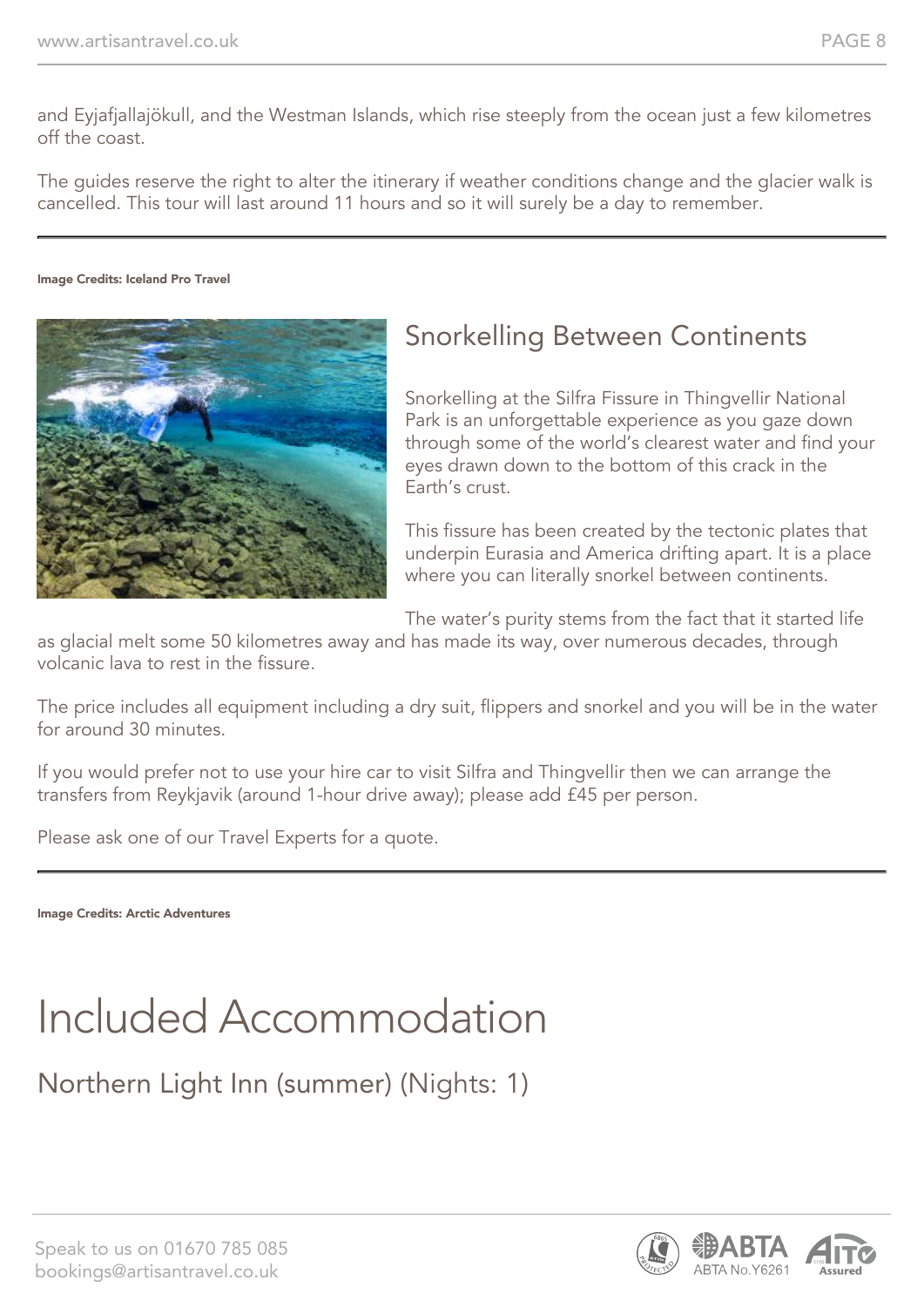and Eyjafjallajökull, and the Westman Islands, which rise steeply from the ocean just a few kilometres off the coast.

The guides reserve the right to alter the itinerary if weather conditions change and the glacier walk is cancelled. This tour will last around 11 hours and so it will surely be a day to remember.

---

**Image Credits: Iceland Pro Travel**

## Snorkelling Between Continents

Snorkelling at the Silfra Fissure in Thingvellir National Park is an unforgettable experience as you gaze down through some of the world's clearest water and find your eyes drawn down to the bottom of this crack in the Earth's crust.

This fissure has been created by the tectonic plates that underpin Eurasia and America drifting apart. It is a place where you can literally snorkel between continents.

The water's purity stems from the fact that it started life as glacial melt some 50 kilometres away and has made its way, over numerous decades, through volcanic lava to rest in the fissure.

The price includes all equipment including a dry suit, flippers and snorkel and you will be in the water for around 30 minutes.

If you would prefer not to use your hire car to visit Silfra and Thingvellir then we can arrange the transfers from Reykjavik (around 1-hour drive away); please add £45 per person.

Please ask one of our Travel Experts for a quote.

---

**Image Credits: Arctic Adventures**

# Included Accommodation

## Northern Light Inn (summer) (Nights: 1)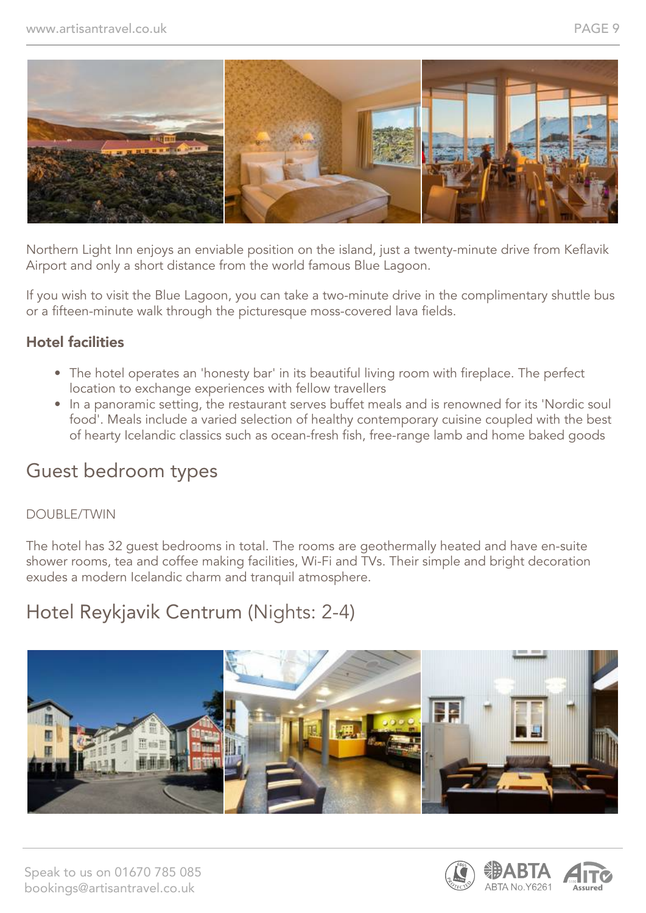Northern Light Inn enjoys an enviable position on the island, just a twenty-minute drive from Keflavik Airport and only a short distance from the world famous Blue Lagoon.

If you wish to visit the Blue Lagoon, you can take a two-minute drive in the complimentary shuttle bus or a fifteen-minute walk through the picturesque moss-covered lava fields.

### Hotel facilities

- The hotel operates an 'honesty bar' in its beautiful living room with fireplace. The perfect location to exchange experiences with fellow travellers
- In a panoramic setting, the restaurant serves buffet meals and is renowned for its 'Nordic soul food'. Meals include a varied selection of healthy contemporary cuisine coupled with the best of hearty Icelandic classics such as ocean-fresh fish, free-range lamb and home baked goods

## Guest bedroom types

DOUBLE/TWIN

The hotel has 32 guest bedrooms in total. The rooms are geothermally heated and have en-suite shower rooms, tea and coffee making facilities, Wi-Fi and TVs. Their simple and bright decoration exudes a modern Icelandic charm and tranquil atmosphere.

## Hotel Reykjavik Centrum (Nights: 2-4)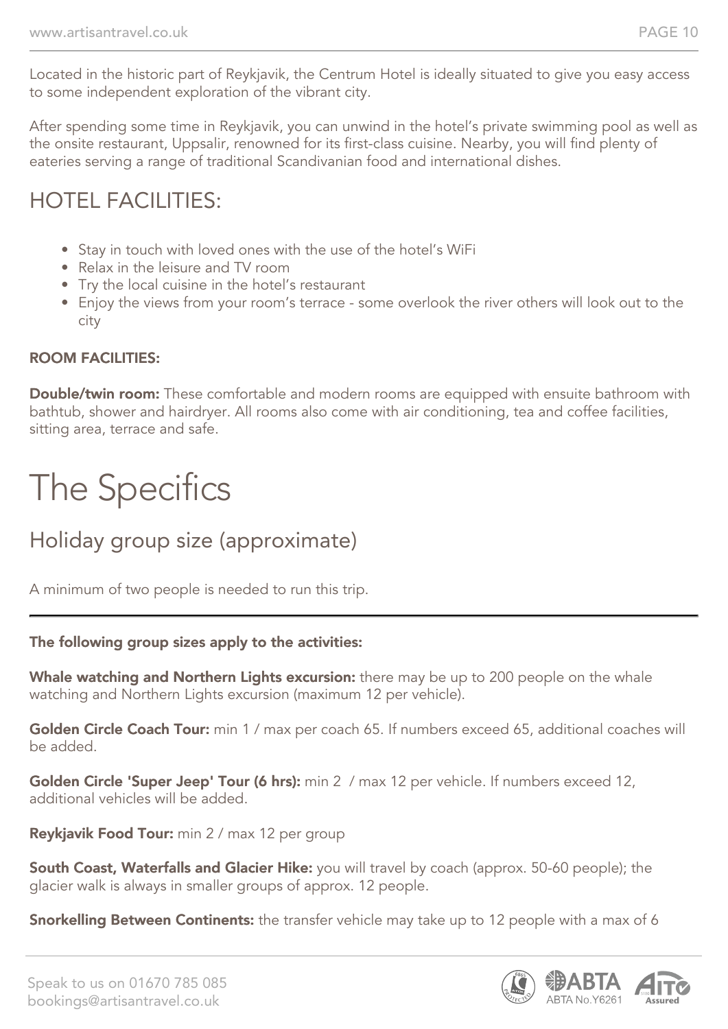Located in the historic part of Reykjavik, the Centrum Hotel is ideally situated to give you easy access to some independent exploration of the vibrant city.

After spending some time in Reykjavik, you can unwind in the hotel's private swimming pool as well as the onsite restaurant, Uppsalir, renowned for its first-class cuisine. Nearby, you will find plenty of eateries serving a range of traditional Scandivanian food and international dishes.

## HOTEL FACILITIES:

- Stay in touch with loved ones with the use of the hotel's WiFi
- Relax in the leisure and TV room
- Try the local cuisine in the hotel's restaurant
- Enjoy the views from your room's terrace - some overlook the river others will look out to the city

**ROOM FACILITIES:**

**Double/twin room:** These comfortable and modern rooms are equipped with ensuite bathroom with bathtub, shower and hairdryer. All rooms also come with air conditioning, tea and coffee facilities, sitting area, terrace and safe.

# The Specifics

## Holiday group size (approximate)

A minimum of two people is needed to run this trip.

---

**The following group sizes apply to the activities:**

**Whale watching and Northern Lights excursion:** there may be up to 200 people on the whale watching and Northern Lights excursion (maximum 12 per vehicle).

**Golden Circle Coach Tour:** min 1 / max per coach 65. If numbers exceed 65, additional coaches will be added.

**Golden Circle 'Super Jeep' Tour (6 hrs):** min 2 / max 12 per vehicle. If numbers exceed 12, additional vehicles will be added.

**Reykjavik Food Tour:** min 2 / max 12 per group

**South Coast, Waterfalls and Glacier Hike:** you will travel by coach (approx. 50-60 people); the glacier walk is always in smaller groups of approx. 12 people.

**Snorkelling Between Continents:** the transfer vehicle may take up to 12 people with a max of 6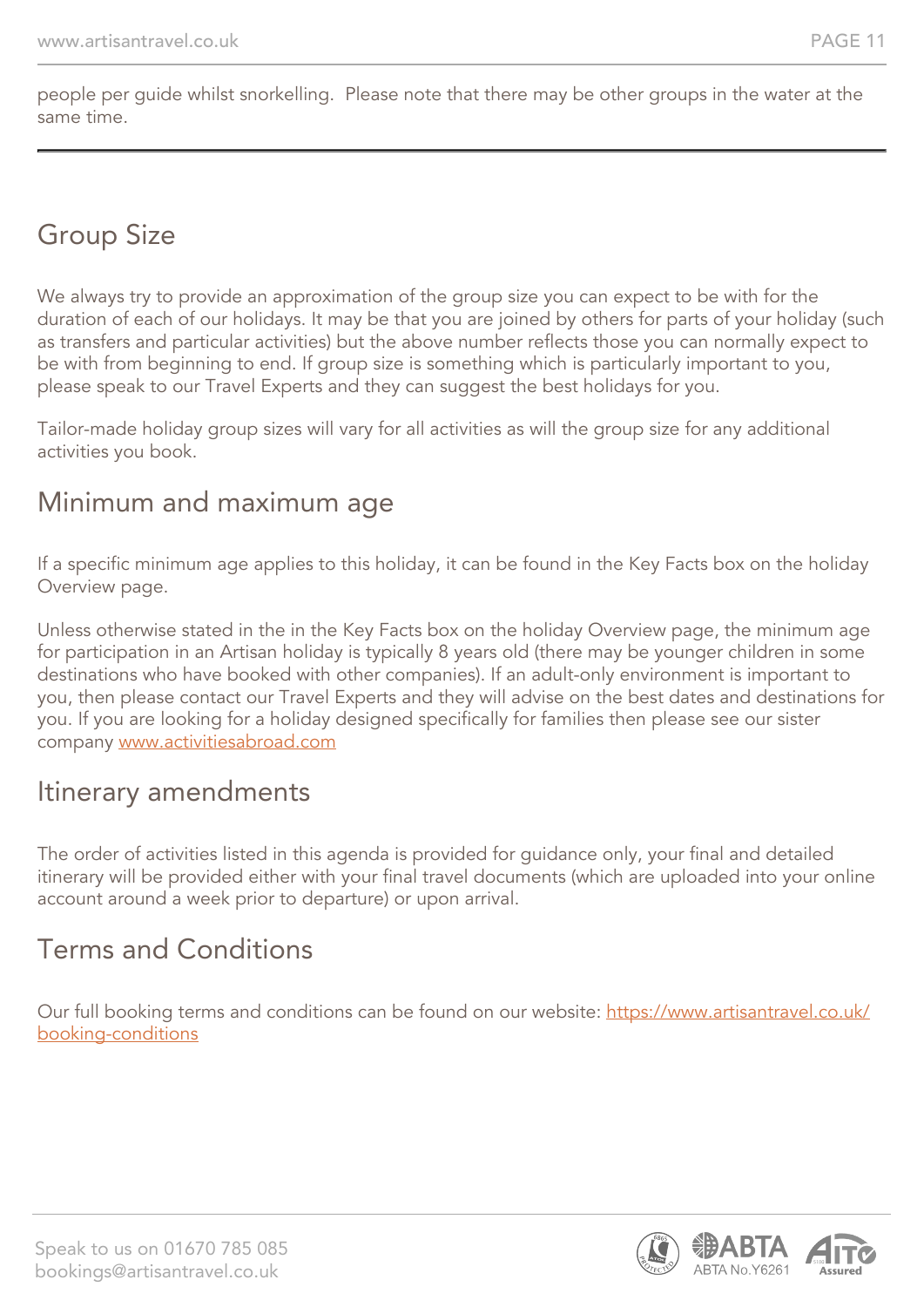people per guide whilst snorkelling.  Please note that there may be other groups in the water at the same time.

---

## Group Size

We always try to provide an approximation of the group size you can expect to be with for the duration of each of our holidays. It may be that you are joined by others for parts of your holiday (such as transfers and particular activities) but the above number reflects those you can normally expect to be with from beginning to end. If group size is something which is particularly important to you, please speak to our Travel Experts and they can suggest the best holidays for you.

Tailor-made holiday group sizes will vary for all activities as will the group size for any additional activities you book.

## Minimum and maximum age

If a specific minimum age applies to this holiday, it can be found in the Key Facts box on the holiday Overview page.

Unless otherwise stated in the in the Key Facts box on the holiday Overview page, the minimum age for participation in an Artisan holiday is typically 8 years old (there may be younger children in some destinations who have booked with other companies). If an adult-only environment is important to you, then please contact our Travel Experts and they will advise on the best dates and destinations for you. If you are looking for a holiday designed specifically for families then please see our sister company [www.activitiesabroad.com](www.activitiesabroad.com)

## Itinerary amendments

The order of activities listed in this agenda is provided for guidance only, your final and detailed itinerary will be provided either with your final travel documents (which are uploaded into your online account around a week prior to departure) or upon arrival.

## Terms and Conditions

Our full booking terms and conditions can be found on our website: [https://www.artisantravel.co.uk/booking-conditions](https://www.artisantravel.co.uk/booking-conditions)